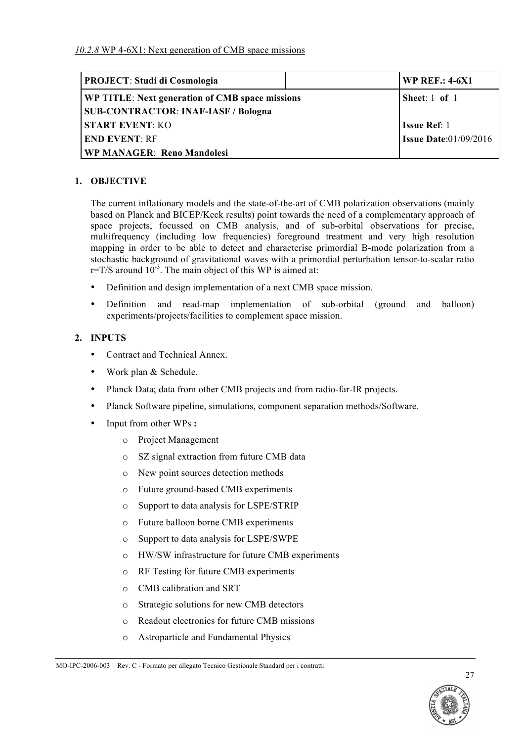*10.2.8* WP 4-6X1: Next generation of CMB space missions

| **PROJECT**: Studi di Cosmologia | | **WP REF.: 4-6X1** |
|---|---|---|
| **WP TITLE**: Next generation of CMB space missions<br>**SUB-CONTRACTOR**: INAF-IASF / Bologna | | **Sheet**: 1 **of** 1 |
| **START EVENT**: KO | | **Issue Ref**: 1 |
| **END EVENT**: RF | | **Issue Date**:01/09/2016 |
| **WP MANAGER**: Reno Mandolesi | | |

## 1. OBJECTIVE

The current inflationary models and the state-of-the-art of CMB polarization observations (mainly based on Planck and BICEP/Keck results) point towards the need of a complementary approach of space projects, focussed on CMB analysis, and of sub-orbital observations for precise, multifrequency (including low frequencies) foreground treatment and very high resolution mapping in order to be able to detect and characterise primordial B-mode polarization from a stochastic background of gravitational waves with a primordial perturbation tensor-to-scalar ratio $r=T/S$ around $10^{-3}$. The main object of this WP is aimed at:

- Definition and design implementation of a next CMB space mission.
- Definition and read-map implementation of sub-orbital (ground and balloon) experiments/projects/facilities to complement space mission.

## 2. INPUTS

- Contract and Technical Annex.
- Work plan & Schedule.
- Planck Data; data from other CMB projects and from radio-far-IR projects.
- Planck Software pipeline, simulations, component separation methods/Software.
- Input from other WPs **:**
  - Project Management
  - SZ signal extraction from future CMB data
  - New point sources detection methods
  - Future ground-based CMB experiments
  - Support to data analysis for LSPE/STRIP
  - Future balloon borne CMB experiments
  - Support to data analysis for LSPE/SWPE
  - HW/SW infrastructure for future CMB experiments
  - RF Testing for future CMB experiments
  - CMB calibration and SRT
  - Strategic solutions for new CMB detectors
  - Readout electronics for future CMB missions
  - Astroparticle and Fundamental Physics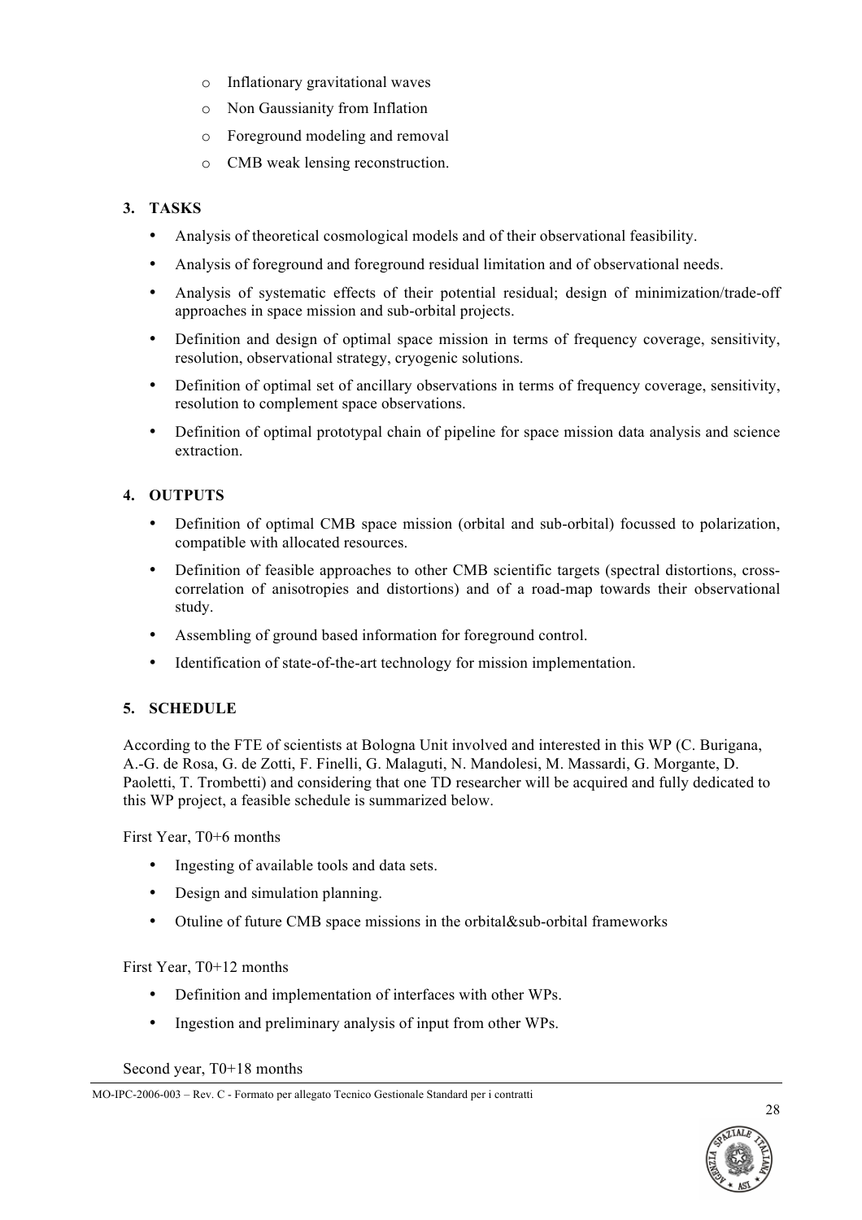- Inflationary gravitational waves
- Non Gaussianity from Inflation
- Foreground modeling and removal
- CMB weak lensing reconstruction.

## 3. TASKS

- Analysis of theoretical cosmological models and of their observational feasibility.
- Analysis of foreground and foreground residual limitation and of observational needs.
- Analysis of systematic effects of their potential residual; design of minimization/trade-off approaches in space mission and sub-orbital projects.
- Definition and design of optimal space mission in terms of frequency coverage, sensitivity, resolution, observational strategy, cryogenic solutions.
- Definition of optimal set of ancillary observations in terms of frequency coverage, sensitivity, resolution to complement space observations.
- Definition of optimal prototypal chain of pipeline for space mission data analysis and science extraction.

## 4. OUTPUTS

- Definition of optimal CMB space mission (orbital and sub-orbital) focussed to polarization, compatible with allocated resources.
- Definition of feasible approaches to other CMB scientific targets (spectral distortions, cross-correlation of anisotropies and distortions) and of a road-map towards their observational study.
- Assembling of ground based information for foreground control.
- Identification of state-of-the-art technology for mission implementation.

## 5. SCHEDULE

According to the FTE of scientists at Bologna Unit involved and interested in this WP (C. Burigana, A.-G. de Rosa, G. de Zotti, F. Finelli, G. Malaguti, N. Mandolesi, M. Massardi, G. Morgante, D. Paoletti, T. Trombetti) and considering that one TD researcher will be acquired and fully dedicated to this WP project, a feasible schedule is summarized below.

First Year, T0+6 months

- Ingesting of available tools and data sets.
- Design and simulation planning.
- Otuline of future CMB space missions in the orbital&sub-orbital frameworks

First Year, T0+12 months

- Definition and implementation of interfaces with other WPs.
- Ingestion and preliminary analysis of input from other WPs.

Second year, T0+18 months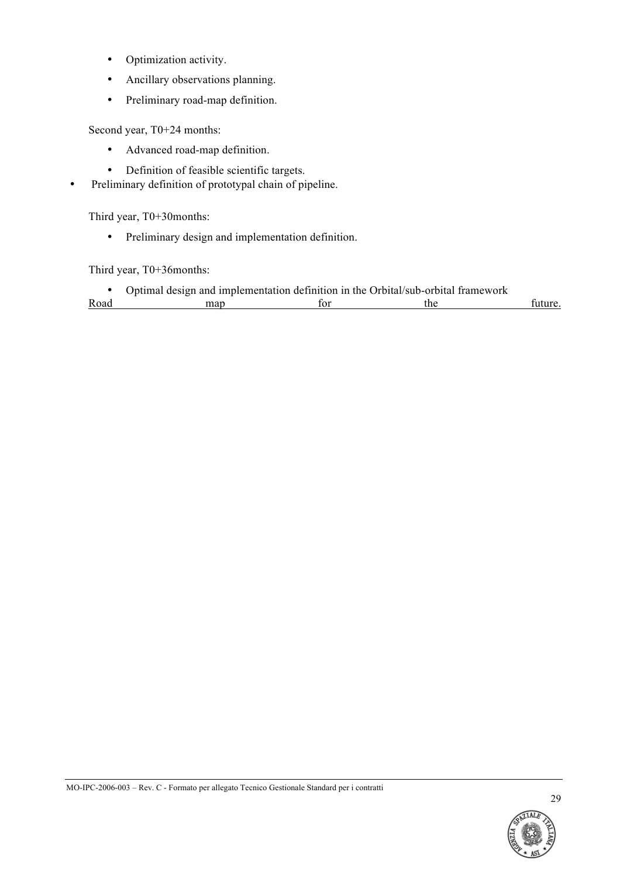- Optimization activity.
- Ancillary observations planning.
- Preliminary road-map definition.

Second year, T0+24 months:

- Advanced road-map definition.
- Definition of feasible scientific targets.
- Preliminary definition of prototypal chain of pipeline.

Third year, T0+30months:

- Preliminary design and implementation definition.

Third year, T0+36months:

- Optimal design and implementation definition in the Orbital/sub-orbital framework

Road map for the future.